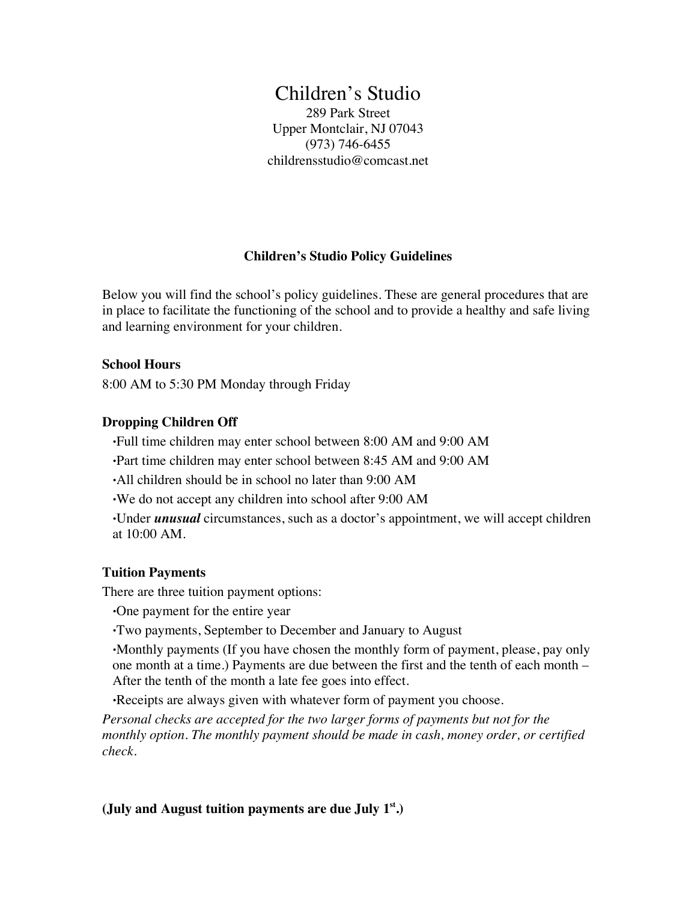# Children's Studio

289 Park Street
Upper Montclair, NJ 07043
(973) 746-6455
childrensstudio@comcast.net

## Children's Studio Policy Guidelines

Below you will find the school's policy guidelines. These are general procedures that are in place to facilitate the functioning of the school and to provide a healthy and safe living and learning environment for your children.

### School Hours

8:00 AM to 5:30 PM Monday through Friday

### Dropping Children Off

- Full time children may enter school between 8:00 AM and 9:00 AM
- Part time children may enter school between 8:45 AM and 9:00 AM
- All children should be in school no later than 9:00 AM
- We do not accept any children into school after 9:00 AM
- Under ***unusual*** circumstances, such as a doctor's appointment, we will accept children at 10:00 AM.

### Tuition Payments

There are three tuition payment options:

- One payment for the entire year
- Two payments, September to December and January to August
- Monthly payments (If you have chosen the monthly form of payment, please, pay only one month at a time.) Payments are due between the first and the tenth of each month – After the tenth of the month a late fee goes into effect.
- Receipts are always given with whatever form of payment you choose.

*Personal checks are accepted for the two larger forms of payments but not for the monthly option. The monthly payment should be made in cash, money order, or certified check.*

**(July and August tuition payments are due July 1st.)**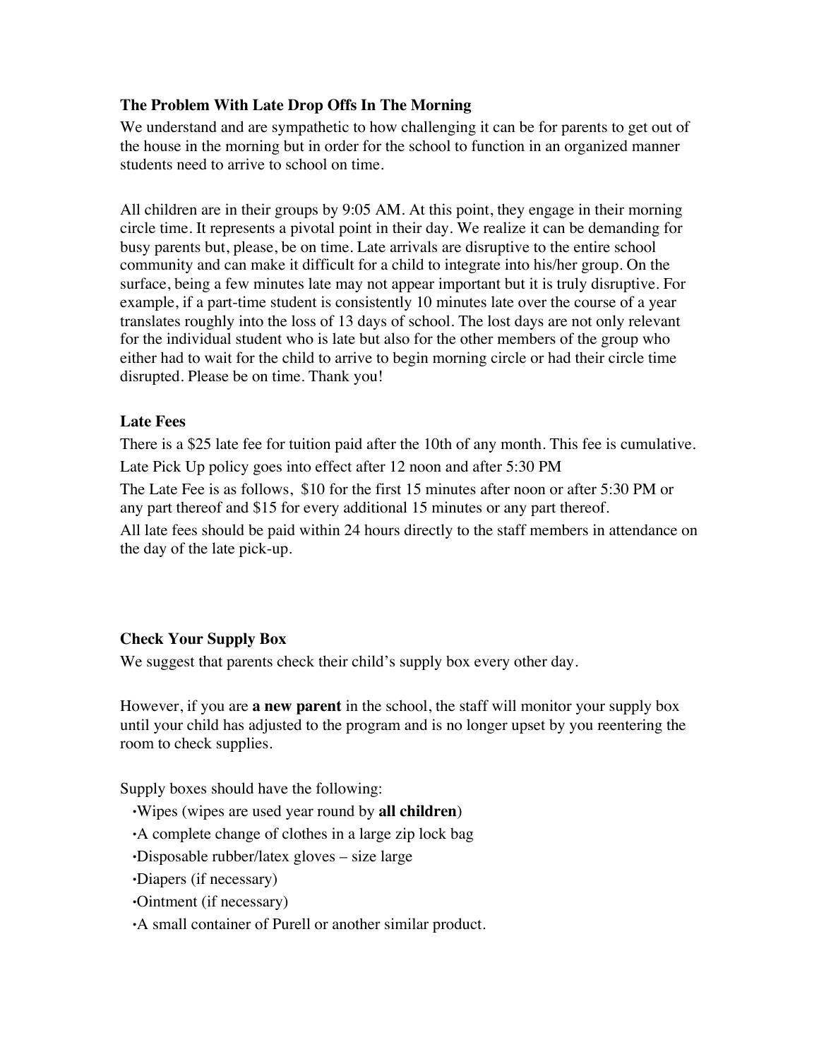### The Problem With Late Drop Offs In The Morning

We understand and are sympathetic to how challenging it can be for parents to get out of the house in the morning but in order for the school to function in an organized manner students need to arrive to school on time.

All children are in their groups by 9:05 AM. At this point, they engage in their morning circle time. It represents a pivotal point in their day. We realize it can be demanding for busy parents but, please, be on time. Late arrivals are disruptive to the entire school community and can make it difficult for a child to integrate into his/her group. On the surface, being a few minutes late may not appear important but it is truly disruptive. For example, if a part-time student is consistently 10 minutes late over the course of a year translates roughly into the loss of 13 days of school. The lost days are not only relevant for the individual student who is late but also for the other members of the group who either had to wait for the child to arrive to begin morning circle or had their circle time disrupted. Please be on time. Thank you!

### Late Fees

There is a $25 late fee for tuition paid after the 10th of any month. This fee is cumulative.

Late Pick Up policy goes into effect after 12 noon and after 5:30 PM

The Late Fee is as follows, $10 for the first 15 minutes after noon or after 5:30 PM or any part thereof and $15 for every additional 15 minutes or any part thereof.

All late fees should be paid within 24 hours directly to the staff members in attendance on the day of the late pick-up.

### Check Your Supply Box

We suggest that parents check their child's supply box every other day.

However, if you are **a new parent** in the school, the staff will monitor your supply box until your child has adjusted to the program and is no longer upset by you reentering the room to check supplies.

Supply boxes should have the following:

- Wipes (wipes are used year round by **all children**)
- A complete change of clothes in a large zip lock bag
- Disposable rubber/latex gloves – size large
- Diapers (if necessary)
- Ointment (if necessary)
- A small container of Purell or another similar product.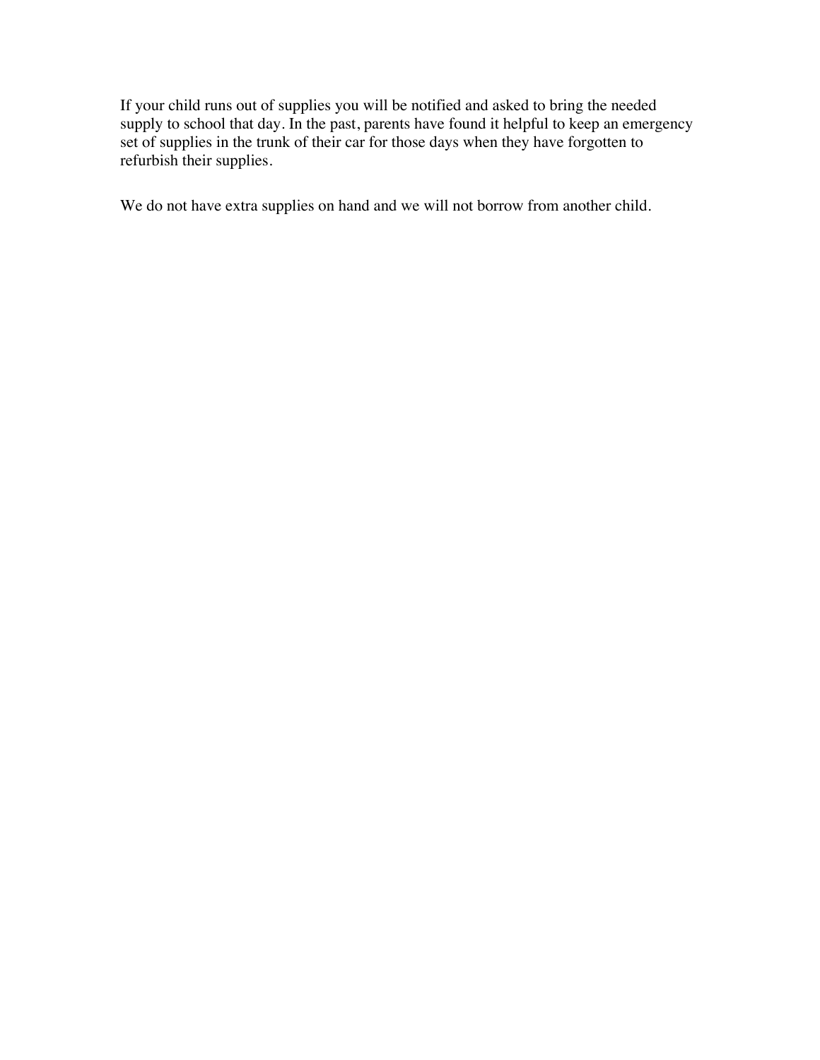If your child runs out of supplies you will be notified and asked to bring the needed supply to school that day. In the past, parents have found it helpful to keep an emergency set of supplies in the trunk of their car for those days when they have forgotten to refurbish their supplies.

We do not have extra supplies on hand and we will not borrow from another child.